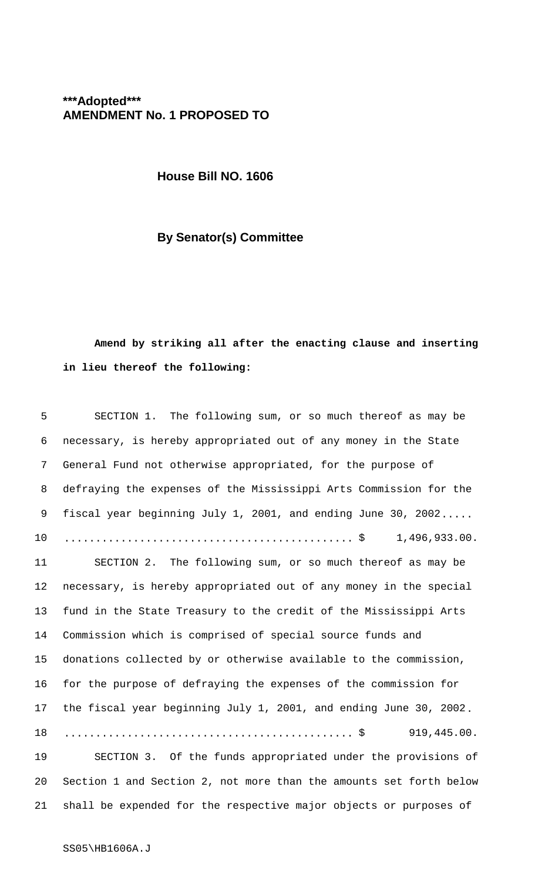***Adopted***

**AMENDMENT No. 1 PROPOSED TO**

**House Bill NO. 1606**

**By Senator(s) Committee**

**Amend by striking all after the enacting clause and inserting in lieu thereof the following:**

SECTION 1. The following sum, or so much thereof as may be necessary, is hereby appropriated out of any money in the State General Fund not otherwise appropriated, for the purpose of defraying the expenses of the Mississippi Arts Commission for the fiscal year beginning July 1, 2001, and ending June 30, 2002..... ............................................. $ 1,496,933.00.

SECTION 2. The following sum, or so much thereof as may be necessary, is hereby appropriated out of any money in the special fund in the State Treasury to the credit of the Mississippi Arts Commission which is comprised of special source funds and donations collected by or otherwise available to the commission, for the purpose of defraying the expenses of the commission for the fiscal year beginning July 1, 2001, and ending June 30, 2002. ............................................. $ 919,445.00.

SECTION 3. Of the funds appropriated under the provisions of Section 1 and Section 2, not more than the amounts set forth below shall be expended for the respective major objects or purposes of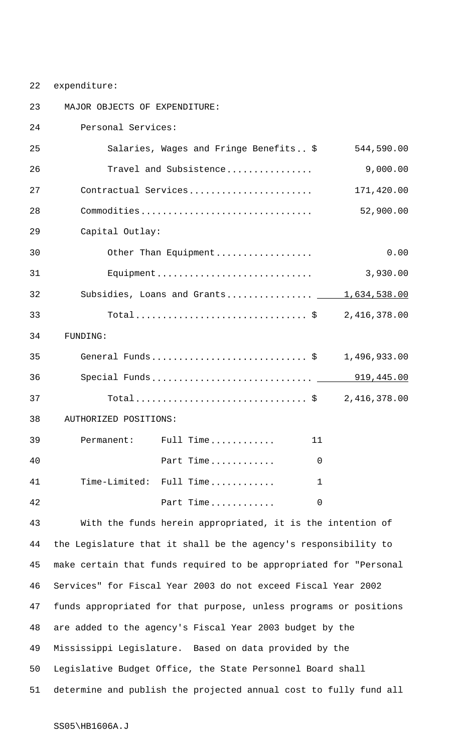expenditure:

MAJOR OBJECTS OF EXPENDITURE:

| | | |
|---|---|---|
| Personal Services: | | |
| Salaries, Wages and Fringe Benefits | $ | 544,590.00 |
| Travel and Subsistence | | 9,000.00 |
| Contractual Services | | 171,420.00 |
| Commodities | | 52,900.00 |
| Capital Outlay: | | |
| Other Than Equipment | | 0.00 |
| Equipment | | 3,930.00 |
| Subsidies, Loans and Grants | | 1,634,538.00 |
| Total | $ | 2,416,378.00 |

FUNDING:

| | | |
|---|---|---|
| General Funds | $ | 1,496,933.00 |
| Special Funds | | 919,445.00 |
| Total | $ | 2,416,378.00 |

AUTHORIZED POSITIONS:

| | | |
|---|---|---|
| Permanent: | Full Time | 11 |
| | Part Time | 0 |
| Time-Limited: | Full Time | 1 |
| | Part Time | 0 |

With the funds herein appropriated, it is the intention of the Legislature that it shall be the agency's responsibility to make certain that funds required to be appropriated for "Personal Services" for Fiscal Year 2003 do not exceed Fiscal Year 2002 funds appropriated for that purpose, unless programs or positions are added to the agency's Fiscal Year 2003 budget by the Mississippi Legislature. Based on data provided by the Legislative Budget Office, the State Personnel Board shall determine and publish the projected annual cost to fully fund all

SS05\HB1606A.J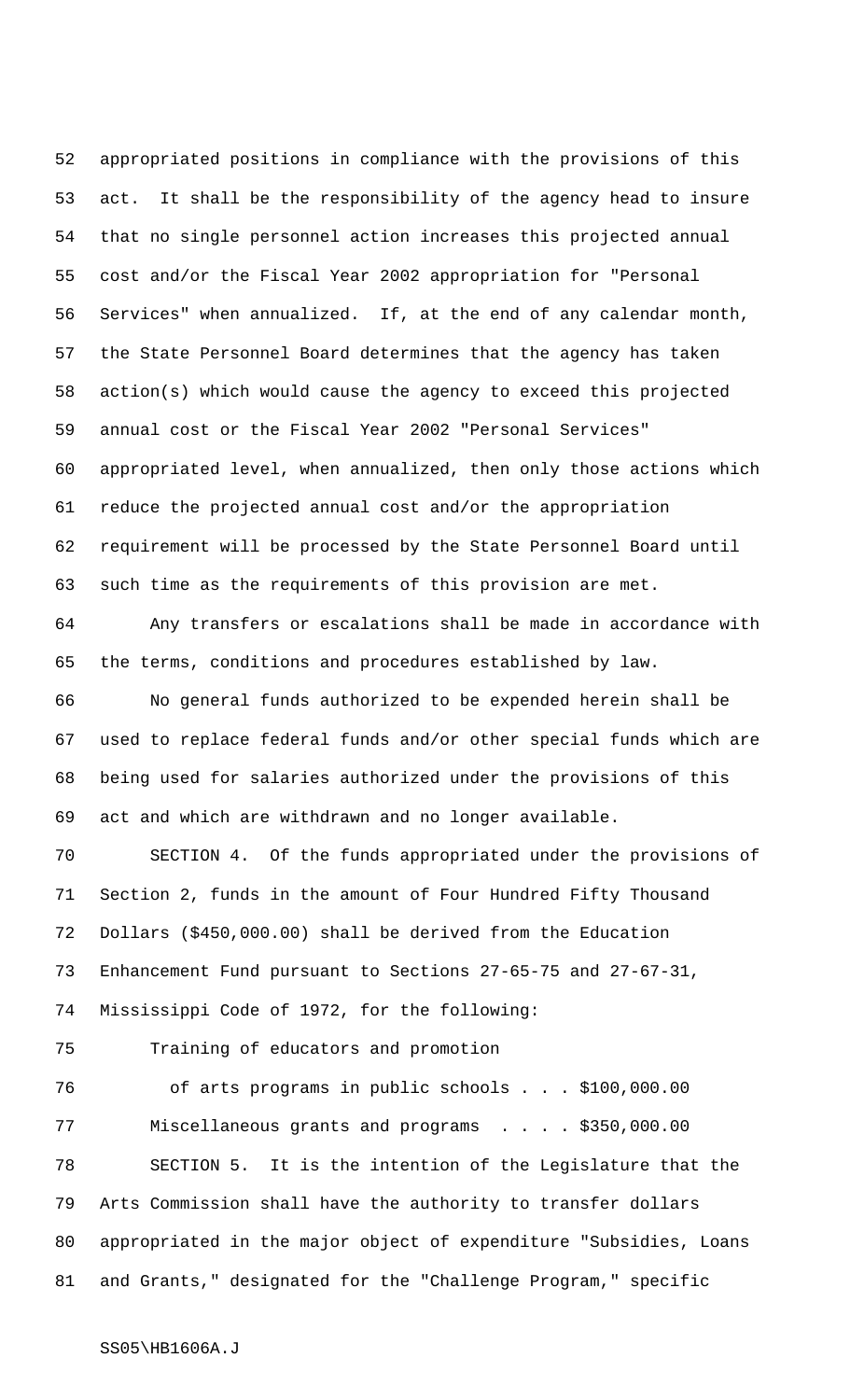appropriated positions in compliance with the provisions of this act. It shall be the responsibility of the agency head to insure that no single personnel action increases this projected annual cost and/or the Fiscal Year 2002 appropriation for "Personal Services" when annualized. If, at the end of any calendar month, the State Personnel Board determines that the agency has taken action(s) which would cause the agency to exceed this projected annual cost or the Fiscal Year 2002 "Personal Services" appropriated level, when annualized, then only those actions which reduce the projected annual cost and/or the appropriation requirement will be processed by the State Personnel Board until such time as the requirements of this provision are met.

Any transfers or escalations shall be made in accordance with the terms, conditions and procedures established by law.

No general funds authorized to be expended herein shall be used to replace federal funds and/or other special funds which are being used for salaries authorized under the provisions of this act and which are withdrawn and no longer available.

SECTION 4. Of the funds appropriated under the provisions of Section 2, funds in the amount of Four Hundred Fifty Thousand Dollars ($450,000.00) shall be derived from the Education Enhancement Fund pursuant to Sections 27-65-75 and 27-67-31, Mississippi Code of 1972, for the following:

Training of educators and promotion of arts programs in public schools . . . $100,000.00

Miscellaneous grants and programs . . . . $350,000.00

SECTION 5. It is the intention of the Legislature that the Arts Commission shall have the authority to transfer dollars appropriated in the major object of expenditure "Subsidies, Loans and Grants," designated for the "Challenge Program," specific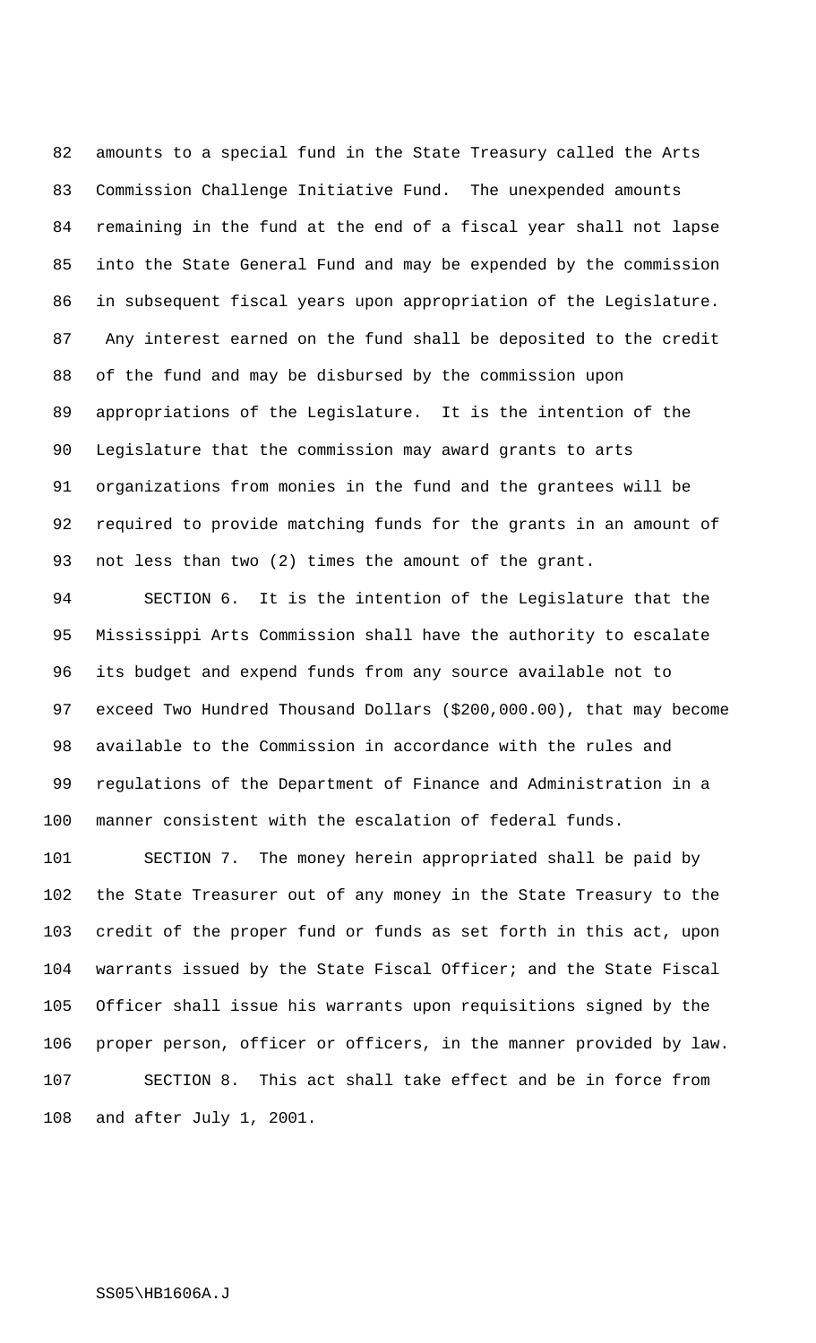amounts to a special fund in the State Treasury called the Arts Commission Challenge Initiative Fund. The unexpended amounts remaining in the fund at the end of a fiscal year shall not lapse into the State General Fund and may be expended by the commission in subsequent fiscal years upon appropriation of the Legislature. Any interest earned on the fund shall be deposited to the credit of the fund and may be disbursed by the commission upon appropriations of the Legislature. It is the intention of the Legislature that the commission may award grants to arts organizations from monies in the fund and the grantees will be required to provide matching funds for the grants in an amount of not less than two (2) times the amount of the grant.

SECTION 6. It is the intention of the Legislature that the Mississippi Arts Commission shall have the authority to escalate its budget and expend funds from any source available not to exceed Two Hundred Thousand Dollars ($200,000.00), that may become available to the Commission in accordance with the rules and regulations of the Department of Finance and Administration in a manner consistent with the escalation of federal funds.

SECTION 7. The money herein appropriated shall be paid by the State Treasurer out of any money in the State Treasury to the credit of the proper fund or funds as set forth in this act, upon warrants issued by the State Fiscal Officer; and the State Fiscal Officer shall issue his warrants upon requisitions signed by the proper person, officer or officers, in the manner provided by law.

SECTION 8. This act shall take effect and be in force from and after July 1, 2001.